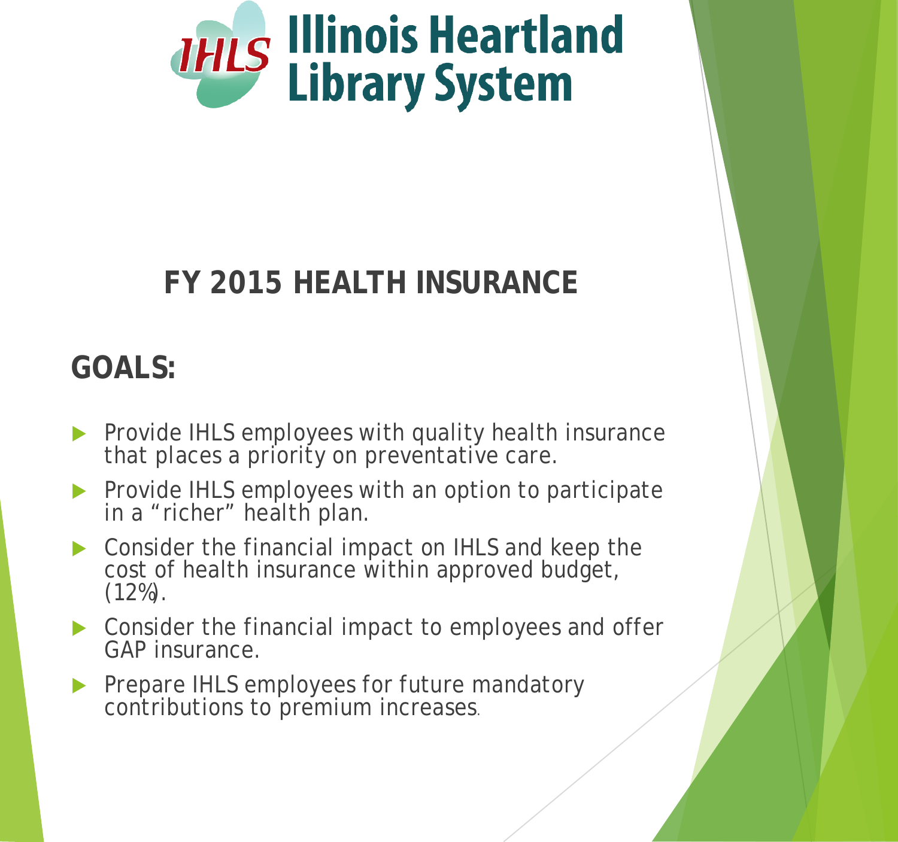# Illinois Heartland Library System

## FY 2015 HEALTH INSURANCE

### GOALS:

- Provide IHLS employees with quality health insurance that places a priority on preventative care.
- Provide IHLS employees with an option to participate in a "richer" health plan.
- Consider the financial impact on IHLS and keep the cost of health insurance within approved budget, (12%).
- Consider the financial impact to employees and offer GAP insurance.
- Prepare IHLS employees for future mandatory contributions to premium increases.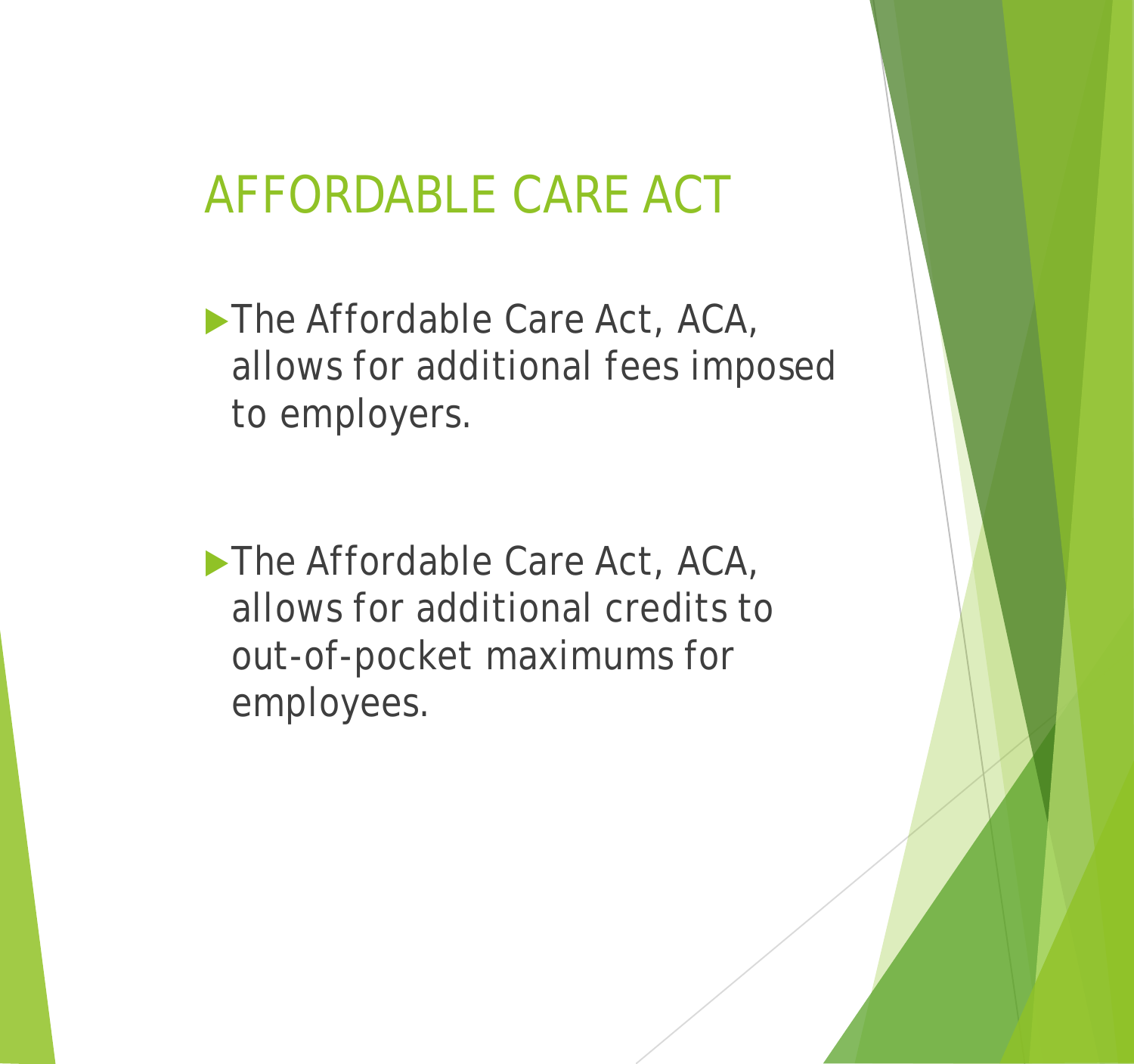# AFFORDABLE CARE ACT

- The Affordable Care Act, ACA, allows for additional fees imposed to employers.

- The Affordable Care Act, ACA, allows for additional credits to out-of-pocket maximums for employees.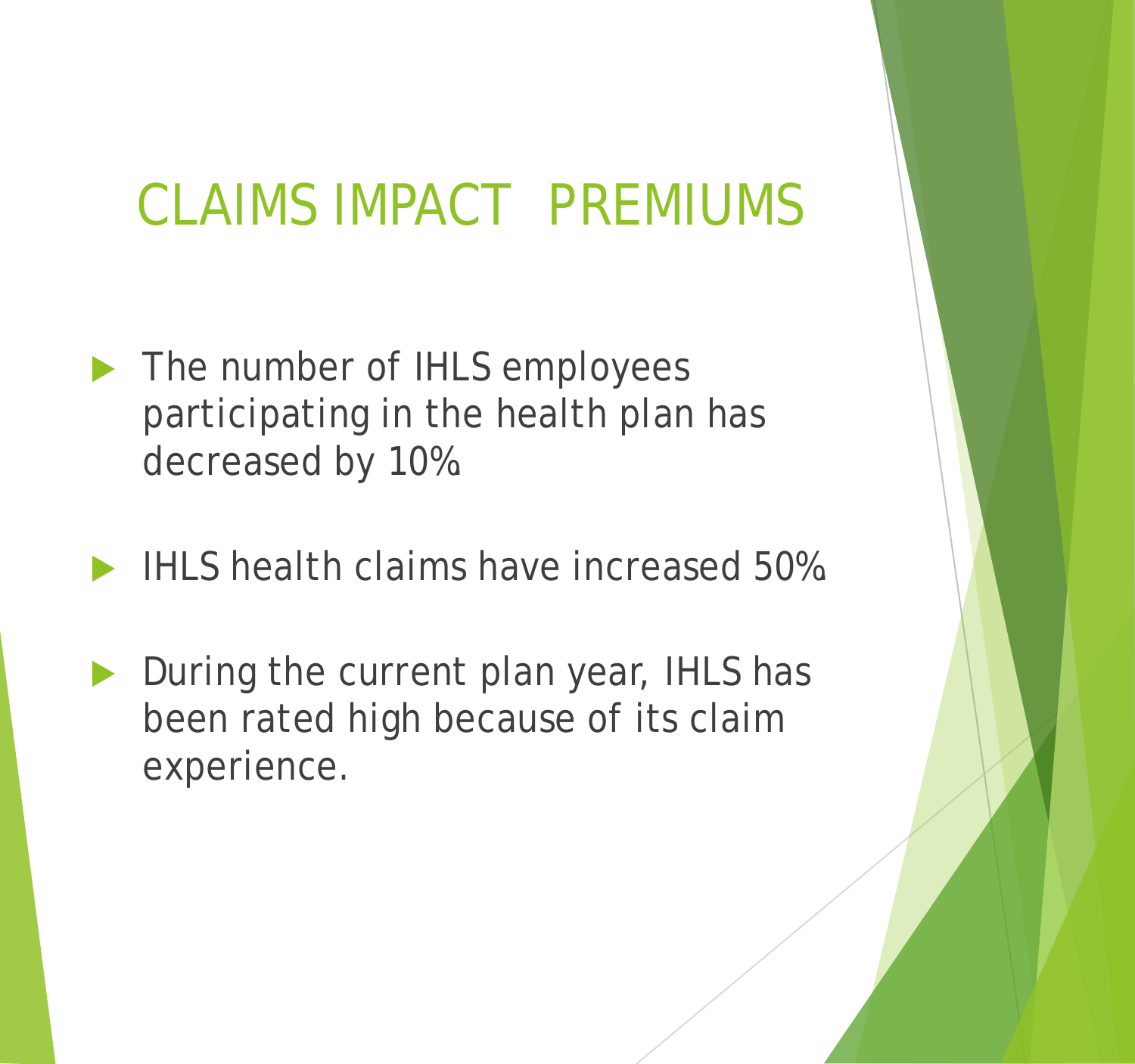# CLAIMS IMPACT PREMIUMS

- The number of IHLS employees participating in the health plan has decreased by 10%.
- IHLS health claims have increased 50%.
- During the current plan year, IHLS has been rated high because of its claim experience.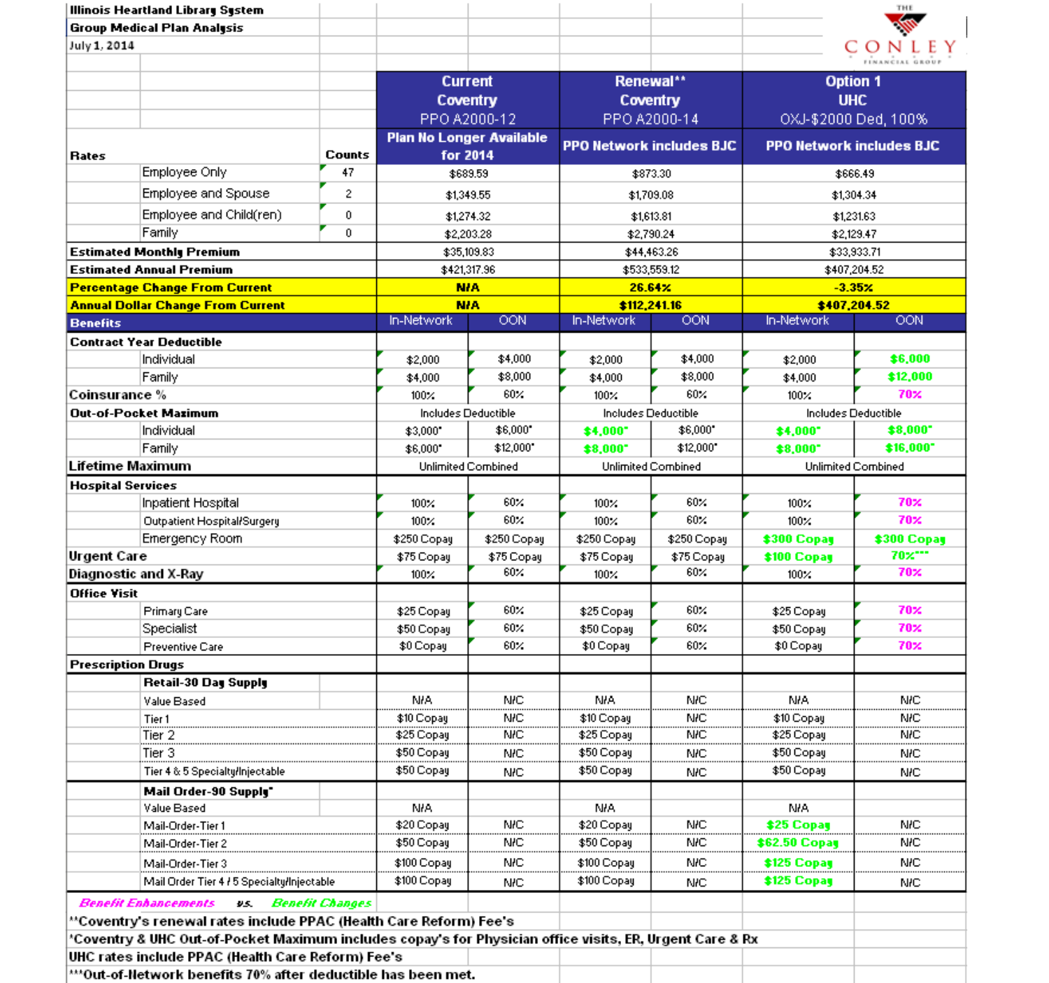**Illinois Heartland Library System**

**Group Medical Plan Analysis**

July 1, 2014

THE CONLEY FINANCIAL GROUP

| | | Counts | Current Coventry PPO A2000-12 | | Renewal** Coventry PPO A2000-14 | | Option 1 UHC OXJ-$2000 Ded, 100% | |
|---|---|---|---|---|---|---|---|---|
| **Rates** | | | Plan No Longer Available for 2014 | | PPO Network includes BJC | | PPO Network includes BJC | |
| | Employee Only | 47 | $689.59 | | $873.30 | | $666.49 | |
| | Employee and Spouse | 2 | $1,349.55 | | $1,709.08 | | $1,304.34 | |
| | Employee and Child(ren) | 0 | $1,274.32 | | $1,613.81 | | $1,231.63 | |
| | Family | 0 | $2,203.28 | | $2,790.24 | | $2,129.47 | |
| **Estimated Monthly Premium** | | | $35,109.83 | | $44,463.26 | | $33,933.71 | |
| **Estimated Annual Premium** | | | $421,317.96 | | $533,559.12 | | $407,204.52 | |
| **Percentage Change From Current** | | | N/A | | 26.64% | | -3.35% | |
| **Annual Dollar Change From Current** | | | N/A | | $112,241.16 | | $407,204.52 | |
| **Benefits** | | | In-Network | OON | In-Network | OON | In-Network | OON |
| **Contract Year Deductible** | | | | | | | | |
| | Individual | | $2,000 | $4,000 | $2,000 | $4,000 | $2,000 | $6,000 |
| | Family | | $4,000 | $8,000 | $4,000 | $8,000 | $4,000 | $12,000 |
| **Coinsurance %** | | | 100% | 60% | 100% | 60% | 100% | 70% |
| **Out-of-Pocket Maximum** | | | Includes Deductible | | Includes Deductible | | Includes Deductible | |
| | Individual | | $3,000* | $6,000* | $4,000* | $6,000* | $4,000* | $8,000* |
| | Family | | $6,000* | $12,000* | $8,000* | $12,000* | $8,000* | $16,000* |
| **Lifetime Maximum** | | | Unlimited Combined | | Unlimited Combined | | Unlimited Combined | |
| **Hospital Services** | | | | | | | | |
| | Inpatient Hospital | | 100% | 60% | 100% | 60% | 100% | 70% |
| | Outpatient Hospital/Surgery | | 100% | 60% | 100% | 60% | 100% | 70% |
| | Emergency Room | | $250 Copay | $250 Copay | $250 Copay | $250 Copay | $300 Copay | $300 Copay |
| **Urgent Care** | | | $75 Copay | $75 Copay | $75 Copay | $75 Copay | $100 Copay | 70%*** |
| **Diagnostic and X-Ray** | | | 100% | 60% | 100% | 60% | 100% | 70% |
| **Office Visit** | | | | | | | | |
| | Primary Care | | $25 Copay | 60% | $25 Copay | 60% | $25 Copay | 70% |
| | Specialist | | $50 Copay | 60% | $50 Copay | 60% | $50 Copay | 70% |
| | Preventive Care | | $0 Copay | 60% | $0 Copay | 60% | $0 Copay | 70% |
| **Prescription Drugs** | | | | | | | | |
| | **Retail-30 Day Supply** | | | | | | | |
| | Value Based | | N/A | N/C | N/A | N/C | N/A | N/C |
| | Tier 1 | | $10 Copay | N/C | $10 Copay | N/C | $10 Copay | N/C |
| | Tier 2 | | $25 Copay | N/C | $25 Copay | N/C | $25 Copay | N/C |
| | Tier 3 | | $50 Copay | N/C | $50 Copay | N/C | $50 Copay | N/C |
| | Tier 4 & 5 Specialty/Injectable | | $50 Copay | N/C | $50 Copay | N/C | $50 Copay | N/C |
| | **Mail Order-90 Supply*** | | | | | | | |
| | Value Based | | N/A | | N/A | | N/A | |
| | Mail-Order-Tier 1 | | $20 Copay | N/C | $20 Copay | N/C | $25 Copay | N/C |
| | Mail-Order-Tier 2 | | $50 Copay | N/C | $50 Copay | N/C | $62.50 Copay | N/C |
| | Mail-Order-Tier 3 | | $100 Copay | N/C | $100 Copay | N/C | $125 Copay | N/C |
| | Mail Order Tier 4 / 5 Specialty/Injectable | | $100 Copay | N/C | $100 Copay | N/C | $125 Copay | N/C |

*Benefit Enhancements* vs. *Benefit Changes*

**Coventry's renewal rates include PPAC (Health Care Reform) Fee's

*Coventry & UHC Out-of-Pocket Maximum includes copay's for Physician office visits, ER, Urgent Care & Rx

UHC rates include PPAC (Health Care Reform) Fee's

***Out-of-Network benefits 70% after deductible has been met.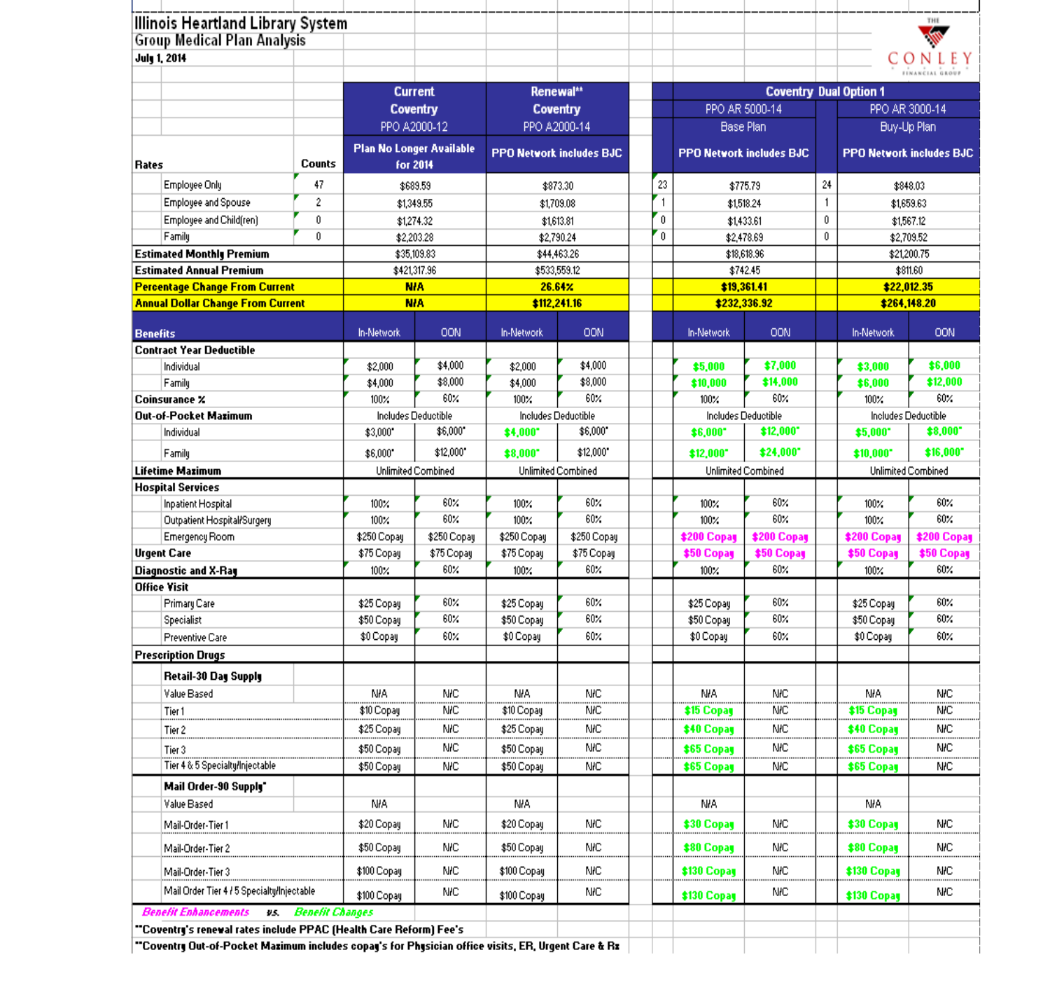# Illinois Heartland Library System

## Group Medical Plan Analysis

**July 1, 2014**

THE CONLEY FINANCIAL GROUP

| | | Current Coventry PPO A2000-12 | | Renewal** Coventry PPO A2000-14 | | Coventry Dual Option 1 | | | | | |
|---|---|---|---|---|---|---|---|---|---|---|---|
| | | | | | | PPO AR 5000-14 Base Plan | | | PPO AR 3000-14 Buy-Up Plan | | |
| **Rates** | **Counts** | **Plan No Longer Available for 2014** | | **PPO Network includes BJC** | | | **PPO Network includes BJC** | | | **PPO Network includes BJC** | |
| Employee Only | 47 | $689.59 | | $873.30 | | 23 | $775.79 | | 24 | $848.03 | |
| Employee and Spouse | 2 | $1,349.55 | | $1,709.08 | | 1 | $1,518.24 | | 1 | $1,659.63 | |
| Employee and Child(ren) | 0 | $1,274.32 | | $1,613.81 | | 0 | $1,433.61 | | 0 | $1,567.12 | |
| Family | 0 | $2,203.28 | | $2,790.24 | | 0 | $2,478.69 | | 0 | $2,709.52 | |
| **Estimated Monthly Premium** | | $35,109.83 | | $44,463.26 | | | $18,618.96 | | | $21,200.75 | |
| **Estimated Annual Premium** | | $421,317.96 | | $533,559.12 | | | $742.45 | | | $811.60 | |
| **Percentage Change From Current** | | **N/A** | | **26.64%** | | | **$19,361.41** | | | **$22,012.35** | |
| **Annual Dollar Change From Current** | | **N/A** | | **$112,241.16** | | | **$232,336.92** | | | **$264,148.20** | |
| **Benefits** | | In-Network | OON | In-Network | OON | | In-Network | OON | | In-Network | OON |
| **Contract Year Deductible** | | | | | | | | | | | |
| Individual | | $2,000 | $4,000 | $2,000 | $4,000 | | **$5,000** | **$7,000** | | **$3,000** | **$6,000** |
| Family | | $4,000 | $8,000 | $4,000 | $8,000 | | **$10,000** | **$14,000** | | **$6,000** | **$12,000** |
| **Coinsurance %** | | 100% | 60% | 100% | 60% | | 100% | 60% | | 100% | 60% |
| **Out-of-Pocket Maximum** | | Includes Deductible | | Includes Deductible | | | Includes Deductible | | | Includes Deductible | |
| Individual | | $3,000* | $6,000* | **$4,000*** | $6,000* | | **$6,000*** | **$12,000*** | | **$5,000*** | **$8,000*** |
| Family | | $6,000* | $12,000* | **$8,000*** | $12,000* | | **$12,000*** | **$24,000*** | | **$10,000*** | **$16,000*** |
| **Lifetime Maximum** | | Unlimited Combined | | Unlimited Combined | | | Unlimited Combined | | | Unlimited Combined | |
| **Hospital Services** | | | | | | | | | | | |
| Inpatient Hospital | | 100% | 60% | 100% | 60% | | 100% | 60% | | 100% | 60% |
| Outpatient Hospital/Surgery | | 100% | 60% | 100% | 60% | | 100% | 60% | | 100% | 60% |
| Emergency Room | | $250 Copay | $250 Copay | $250 Copay | $250 Copay | | **$200 Copay** | **$200 Copay** | | **$200 Copay** | **$200 Copay** |
| **Urgent Care** | | $75 Copay | $75 Copay | $75 Copay | $75 Copay | | **$50 Copay** | **$50 Copay** | | **$50 Copay** | **$50 Copay** |
| **Diagnostic and X-Ray** | | 100% | 60% | 100% | 60% | | 100% | 60% | | 100% | 60% |
| **Office Visit** | | | | | | | | | | | |
| Primary Care | | $25 Copay | 60% | $25 Copay | 60% | | $25 Copay | 60% | | $25 Copay | 60% |
| Specialist | | $50 Copay | 60% | $50 Copay | 60% | | $50 Copay | 60% | | $50 Copay | 60% |
| Preventive Care | | $0 Copay | 60% | $0 Copay | 60% | | $0 Copay | 60% | | $0 Copay | 60% |
| **Prescription Drugs** | | | | | | | | | | | |
| **Retail-30 Day Supply** | | | | | | | | | | | |
| Value Based | | N/A | N/C | N/A | N/C | | N/A | N/C | | N/A | N/C |
| Tier 1 | | $10 Copay | N/C | $10 Copay | N/C | | **$15 Copay** | N/C | | **$15 Copay** | N/C |
| Tier 2 | | $25 Copay | N/C | $25 Copay | N/C | | **$40 Copay** | N/C | | **$40 Copay** | N/C |
| Tier 3 | | $50 Copay | N/C | $50 Copay | N/C | | **$65 Copay** | N/C | | **$65 Copay** | N/C |
| Tier 4 & 5 Specialty/Injectable | | $50 Copay | N/C | $50 Copay | N/C | | **$65 Copay** | N/C | | **$65 Copay** | N/C |
| **Mail Order-90 Supply*** | | | | | | | | | | | |
| Value Based | | N/A | | N/A | | | N/A | | | N/A | |
| Mail-Order-Tier 1 | | $20 Copay | N/C | $20 Copay | N/C | | **$30 Copay** | N/C | | **$30 Copay** | N/C |
| Mail-Order-Tier 2 | | $50 Copay | N/C | $50 Copay | N/C | | **$80 Copay** | N/C | | **$80 Copay** | N/C |
| Mail-Order-Tier 3 | | $100 Copay | N/C | $100 Copay | N/C | | **$130 Copay** | N/C | | **$130 Copay** | N/C |
| Mail Order Tier 4 / 5 Specialty/Injectable | | $100 Copay | N/C | $100 Copay | N/C | | **$130 Copay** | N/C | | **$130 Copay** | N/C |

***Benefit Enhancements*** *vs.* ***Benefit Changes***

**Coventry's renewal rates include PPAC (Health Care Reform) Fee's

**Coventry Out-of-Pocket Maximum includes copay's for Physician office visits, ER, Urgent Care & Rx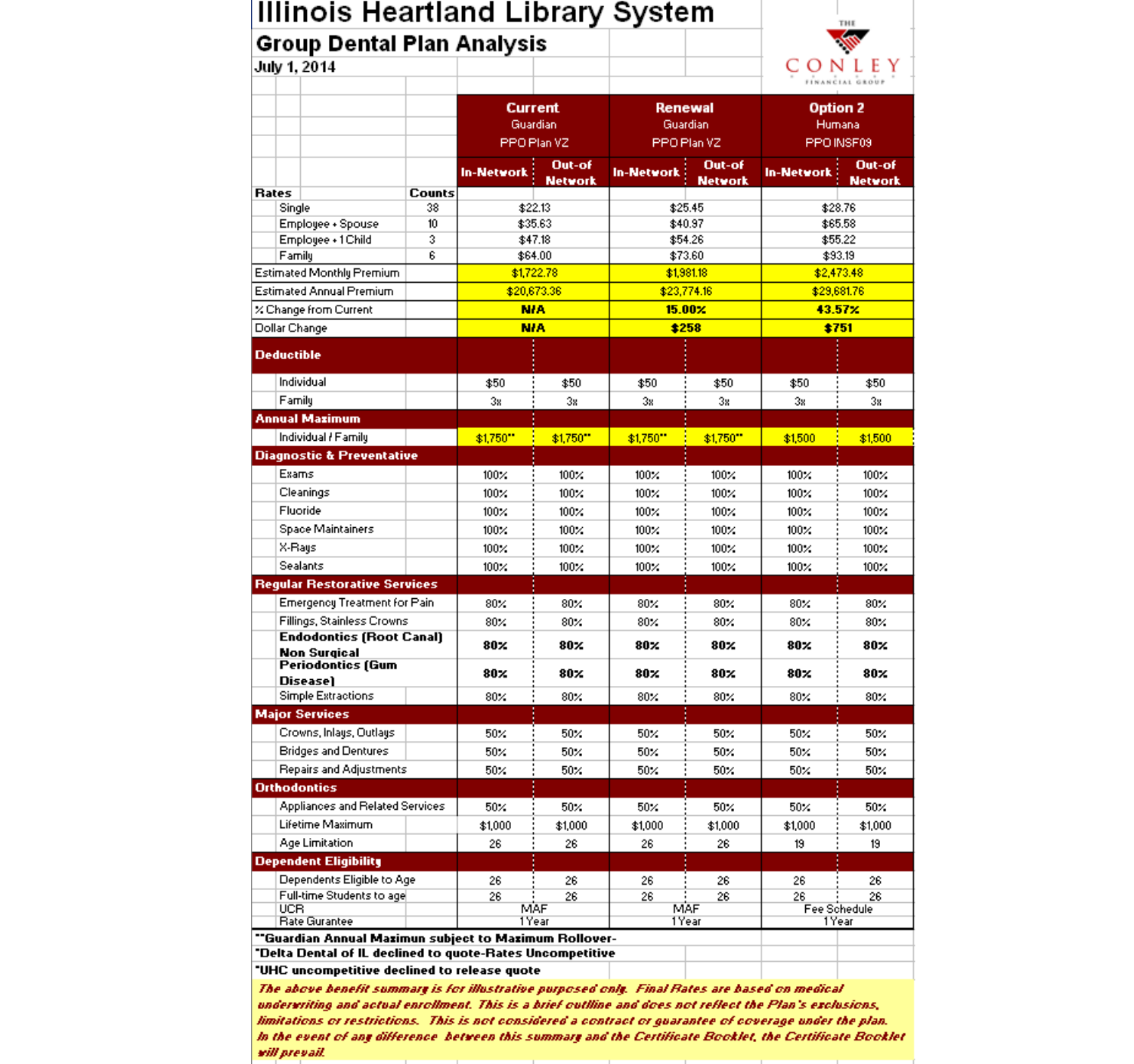# Illinois Heartland Library System

## Group Dental Plan Analysis

July 1, 2014

THE CONLEY FINANCIAL GROUP

| | | Current Guardian PPO Plan VZ | | Renewal Guardian PPO Plan VZ | | Option 2 Humana PPO INSF09 | |
|---|---|---|---|---|---|---|---|
| | | In-Network | Out-of Network | In-Network | Out-of Network | In-Network | Out-of Network |
| **Rates** | **Counts** | | | | | | |
| Single | 38 | $22.13 | | $25.45 | | $28.76 | |
| Employee + Spouse | 10 | $35.63 | | $40.97 | | $65.58 | |
| Employee + 1 Child | 3 | $47.18 | | $54.26 | | $55.22 | |
| Family | 6 | $64.00 | | $73.60 | | $93.19 | |
| Estimated Monthly Premium | | $1,722.78 | | $1,981.18 | | $2,473.48 | |
| Estimated Annual Premium | | $20,673.36 | | $23,774.16 | | $29,681.76 | |
| % Change from Current | | **N/A** | | **15.00%** | | **43.57%** | |
| Dollar Change | | **N/A** | | **$258** | | **$751** | |
| **Deductible** | | | | | | | |
| Individual | | $50 | $50 | $50 | $50 | $50 | $50 |
| Family | | 3x | 3x | 3x | 3x | 3x | 3x |
| **Annual Maximum** | | | | | | | |
| Individual / Family | | $1,750** | $1,750** | $1,750** | $1,750** | $1,500 | $1,500 |
| **Diagnostic & Preventative** | | | | | | | |
| Exams | | 100% | 100% | 100% | 100% | 100% | 100% |
| Cleanings | | 100% | 100% | 100% | 100% | 100% | 100% |
| Fluoride | | 100% | 100% | 100% | 100% | 100% | 100% |
| Space Maintainers | | 100% | 100% | 100% | 100% | 100% | 100% |
| X-Rays | | 100% | 100% | 100% | 100% | 100% | 100% |
| Sealants | | 100% | 100% | 100% | 100% | 100% | 100% |
| **Regular Restorative Services** | | | | | | | |
| Emergency Treatment for Pain | | 80% | 80% | 80% | 80% | 80% | 80% |
| Fillings, Stainless Crowns | | 80% | 80% | 80% | 80% | 80% | 80% |
| **Endodontics (Root Canal) Non Surgical** | | **80%** | **80%** | **80%** | **80%** | **80%** | **80%** |
| **Periodontics (Gum Disease)** | | **80%** | **80%** | **80%** | **80%** | **80%** | **80%** |
| Simple Extractions | | 80% | 80% | 80% | 80% | 80% | 80% |
| **Major Services** | | | | | | | |
| Crowns, Inlays, Outlays | | 50% | 50% | 50% | 50% | 50% | 50% |
| Bridges and Dentures | | 50% | 50% | 50% | 50% | 50% | 50% |
| Repairs and Adjustments | | 50% | 50% | 50% | 50% | 50% | 50% |
| **Orthodontics** | | | | | | | |
| Appliances and Related Services | | 50% | 50% | 50% | 50% | 50% | 50% |
| Lifetime Maximum | | $1,000 | $1,000 | $1,000 | $1,000 | $1,000 | $1,000 |
| Age Limitation | | 26 | 26 | 26 | 26 | 19 | 19 |
| **Dependent Eligibility** | | | | | | | |
| Dependents Eligible to Age | | 26 | 26 | 26 | 26 | 26 | 26 |
| Full-time Students to age | | 26 | 26 | 26 | 26 | 26 | 26 |
| UCR | | MAF | | MAF | | Fee Schedule | |
| Rate Gurantee | | 1 Year | | 1 Year | | 1 Year | |

**\*\*Guardian Annual Maximun subject to Maximum Rollover-**

**\*Delta Dental of IL declined to quote-Rates Uncompetitive**

**\*UHC uncompetitive declined to release quote**

***The above benefit summary is for illustrative purposed only. Final Rates are based on medical underwriting and actual enrollment. This is a brief outline and does not reflect the Plan's exclusions, limitations or restrictions. This is not considered a contract or guarantee of coverage under the plan. In the event of any difference between this summary and the Certificate Booklet, the Certificate Booklet will prevail.***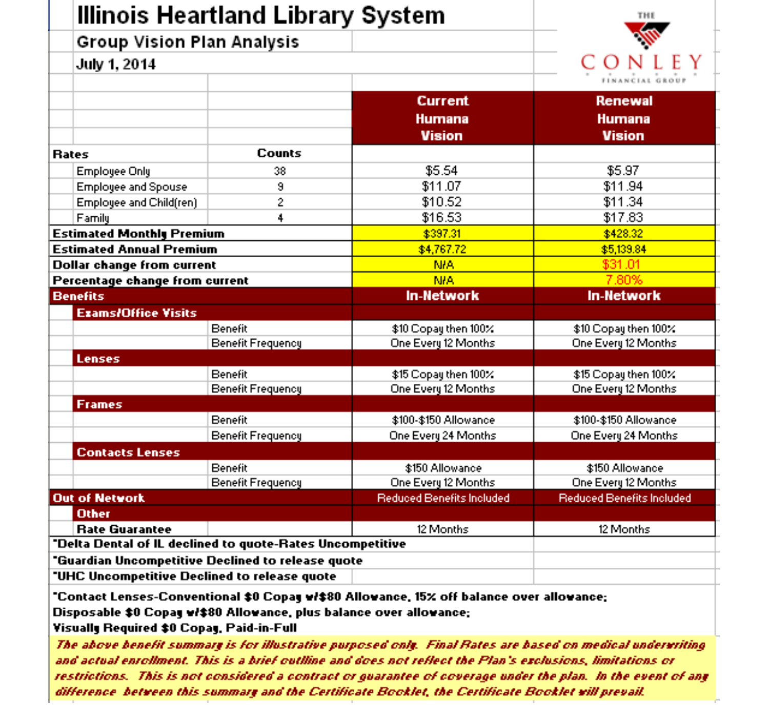# Illinois Heartland Library System

## Group Vision Plan Analysis

**July 1, 2014**

THE CONLEY FINANCIAL GROUP

| | | Counts | Current Humana Vision | Renewal Humana Vision |
|---|---|---|---|---|
| **Rates** | | **Counts** | | |
| | Employee Only | 38 | $5.54 | $5.97 |
| | Employee and Spouse | 9 | $11.07 | $11.94 |
| | Employee and Child(ren) | 2 | $10.52 | $11.34 |
| | Family | 4 | $16.53 | $17.83 |
| **Estimated Monthly Premium** | | | $397.31 | $428.32 |
| **Estimated Annual Premium** | | | $4,767.72 | $5,139.84 |
| **Dollar change from current** | | | N/A | $31.01 |
| **Percentage change from current** | | | N/A | 7.80% |
| **Benefits** | | | **In-Network** | **In-Network** |
| | **Exams/Office Visits** | | | |
| | | Benefit | $10 Copay then 100% | $10 Copay then 100% |
| | | Benefit Frequency | One Every 12 Months | One Every 12 Months |
| | **Lenses** | | | |
| | | Benefit | $15 Copay then 100% | $15 Copay then 100% |
| | | Benefit Frequency | One Every 12 Months | One Every 12 Months |
| | **Frames** | | | |
| | | Benefit | $100-$150 Allowance | $100-$150 Allowance |
| | | Benefit Frequency | One Every 24 Months | One Every 24 Months |
| | **Contacts Lenses** | | | |
| | | Benefit | $150 Allowance | $150 Allowance |
| | | Benefit Frequency | One Every 12 Months | One Every 12 Months |
| **Out of Network** | | | Reduced Benefits Included | Reduced Benefits Included |
| | **Other** | | | |
| | **Rate Guarantee** | | 12 Months | 12 Months |

**\*Delta Dental of IL declined to quote-Rates Uncompetitive**

**\*Guardian Uncompetitive Declined to release quote**

**\*UHC Uncompetitive Declined to release quote**

**\*Contact Lenses-Conventional $0 Copay w/$80 Allowance, 15% off balance over allowance;
Disposable $0 Copay w/$80 Allowance, plus balance over allowance;
Visually Required $0 Copay, Paid-in-Full**

***The above benefit summary is for illustrative purposed only. Final Rates are based on medical underwriting and actual enrollment. This is a brief outlline and does not reflect the Plan's exclusions, limitations or restrictions. This is not considered a contract or guarantee of coverage under the plan. In the event of any difference between this summary and the Certificate Booklet, the Certificate Booklet will prevail.***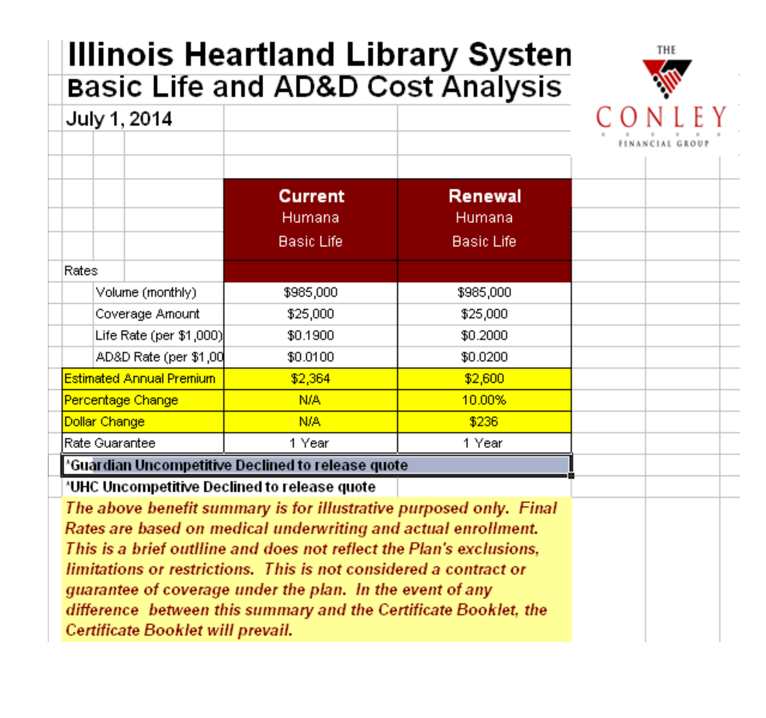# Illinois Heartland Library Systen

## Basic Life and AD&D Cost Analysis

July 1, 2014

THE CONLEY FINANCIAL GROUP

| | Current<br>Humana<br>Basic Life | Renewal<br>Humana<br>Basic Life |
|---|---|---|
| Rates | | |
| Volume (monthly) | $985,000 | $985,000 |
| Coverage Amount | $25,000 | $25,000 |
| Life Rate (per $1,000) | $0.1900 | $0.2000 |
| AD&D Rate (per $1,00 | $0.0100 | $0.0200 |
| Estimated Annual Premium | $2,364 | $2,600 |
| Percentage Change | N/A | 10.00% |
| Dollar Change | N/A | $236 |
| Rate Guarantee | 1 Year | 1 Year |

'Guardian Uncompetitive Declined to release quote

'UHC Uncompetitive Declined to release quote

*The above benefit summary is for illustrative purposed only. Final Rates are based on medical underwriting and actual enrollment. This is a brief outlline and does not reflect the Plan's exclusions, limitations or restrictions. This is not considered a contract or guarantee of coverage under the plan. In the event of any difference between this summary and the Certificate Booklet, the Certificate Booklet will prevail.*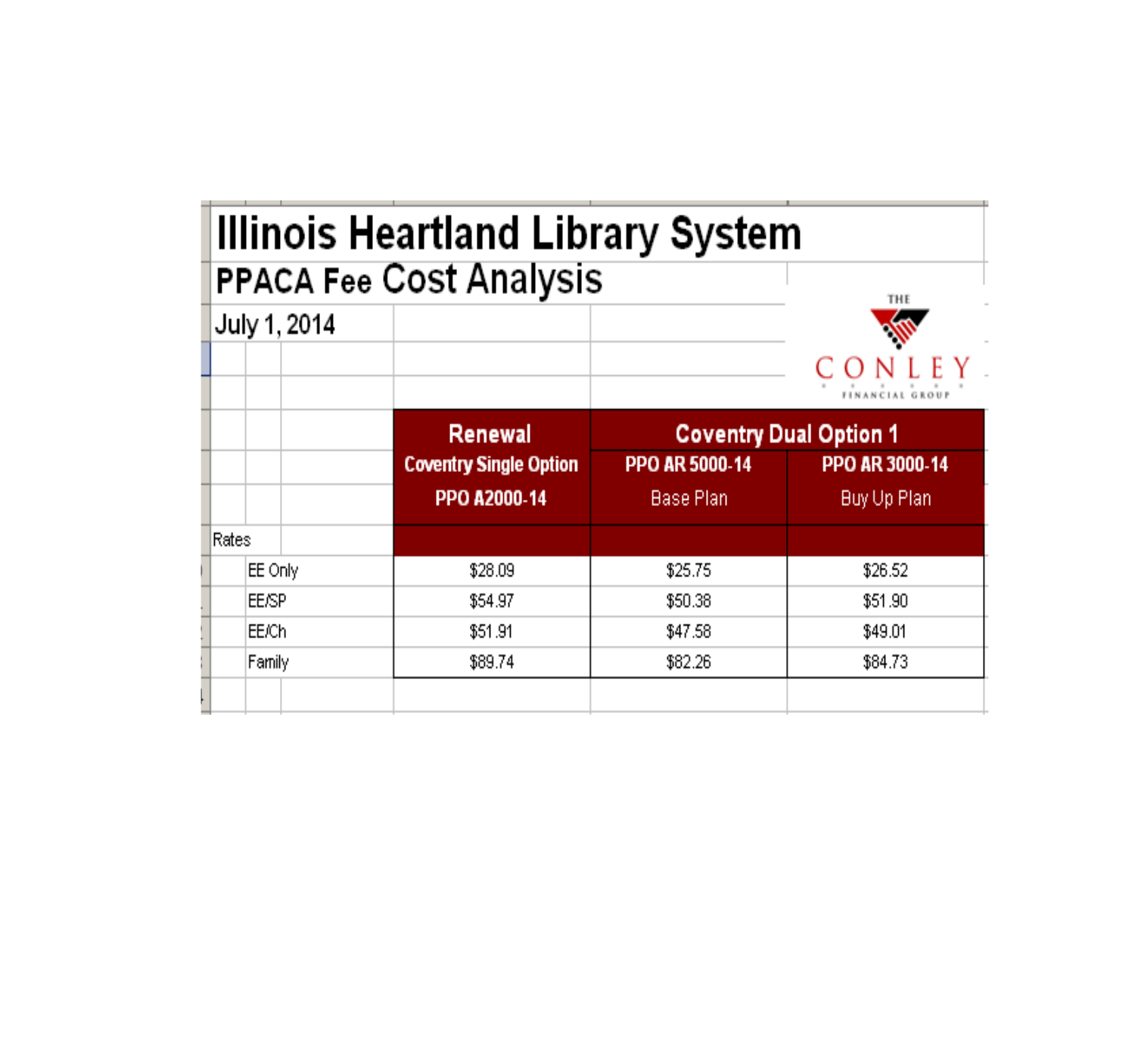# Illinois Heartland Library System

## PPACA Fee Cost Analysis

July 1, 2014

THE CONLEY FINANCIAL GROUP

| | Renewal | Coventry Dual Option 1 | |
|---|---|---|---|
| | Coventry Single Option PPO A2000-14 | PPO AR 5000-14 Base Plan | PPO AR 3000-14 Buy Up Plan |
| **Rates** | | | |
| EE Only | $28.09 | $25.75 | $26.52 |
| EE/SP | $54.97 | $50.38 | $51.90 |
| EE/Ch | $51.91 | $47.58 | $49.01 |
| Family | $89.74 | $82.26 | $84.73 |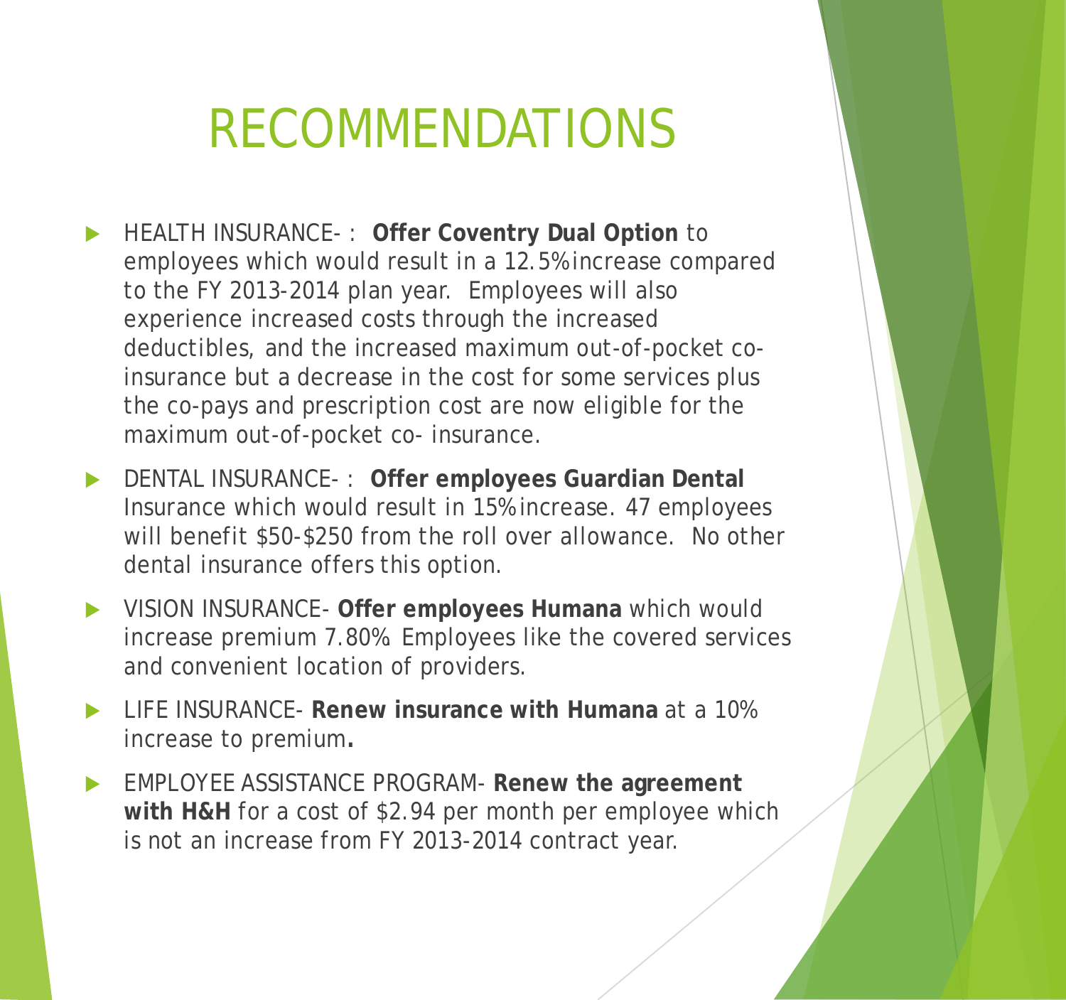# RECOMMENDATIONS

- HEALTH INSURANCE- : **Offer Coventry Dual Option** to employees which would result in a 12.5% increase compared to the FY 2013-2014 plan year. Employees will also experience increased costs through the increased deductibles, and the increased maximum out-of-pocket co-insurance but a decrease in the cost for some services plus the co-pays and prescription cost are now eligible for the maximum out-of-pocket co- insurance.
- DENTAL INSURANCE- : **Offer employees Guardian Dental** Insurance which would result in 15% increase. 47 employees will benefit $50-$250 from the roll over allowance. No other dental insurance offers this option.
- VISION INSURANCE- **Offer employees Humana** which would increase premium 7.80%. Employees like the covered services and convenient location of providers.
- LIFE INSURANCE- **Renew insurance with Humana** at a 10% increase to premium**.**
- EMPLOYEE ASSISTANCE PROGRAM- **Renew the agreement with H&H** for a cost of $2.94 per month per employee which is not an increase from FY 2013-2014 contract year.